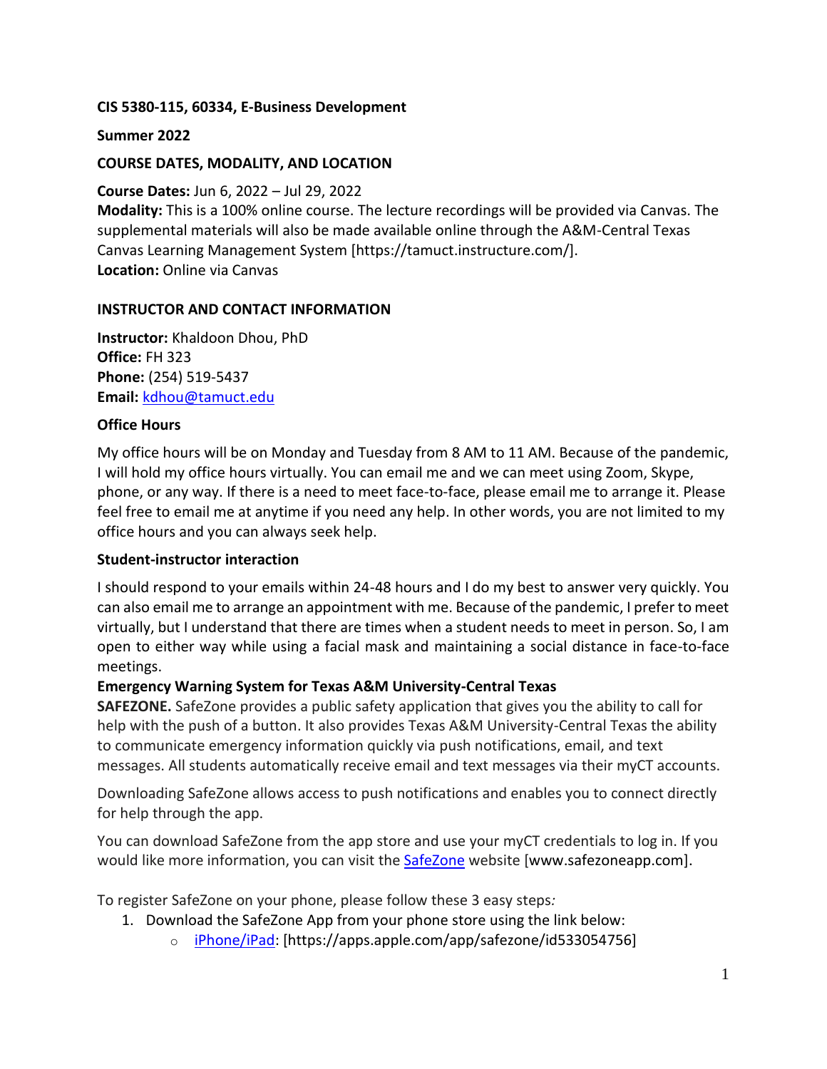**CIS 5380-115, 60334, E-Business Development**

**Summer 2022**

**COURSE DATES, MODALITY, AND LOCATION**

**Course Dates:** Jun 6, 2022 – Jul 29, 2022
**Modality:** This is a 100% online course. The lecture recordings will be provided via Canvas. The supplemental materials will also be made available online through the A&M-Central Texas Canvas Learning Management System [https://tamuct.instructure.com/].
**Location:** Online via Canvas

**INSTRUCTOR AND CONTACT INFORMATION**

**Instructor:** Khaldoon Dhou, PhD
**Office:** FH 323
**Phone:** (254) 519-5437
**Email:** kdhou@tamuct.edu

**Office Hours**

My office hours will be on Monday and Tuesday from 8 AM to 11 AM. Because of the pandemic, I will hold my office hours virtually. You can email me and we can meet using Zoom, Skype, phone, or any way. If there is a need to meet face-to-face, please email me to arrange it. Please feel free to email me at anytime if you need any help. In other words, you are not limited to my office hours and you can always seek help.

**Student-instructor interaction**

I should respond to your emails within 24-48 hours and I do my best to answer very quickly. You can also email me to arrange an appointment with me. Because of the pandemic, I prefer to meet virtually, but I understand that there are times when a student needs to meet in person. So, I am open to either way while using a facial mask and maintaining a social distance in face-to-face meetings.

**Emergency Warning System for Texas A&M University-Central Texas**

**SAFEZONE.** SafeZone provides a public safety application that gives you the ability to call for help with the push of a button. It also provides Texas A&M University-Central Texas the ability to communicate emergency information quickly via push notifications, email, and text messages. All students automatically receive email and text messages via their myCT accounts.

Downloading SafeZone allows access to push notifications and enables you to connect directly for help through the app.

You can download SafeZone from the app store and use your myCT credentials to log in. If you would like more information, you can visit the SafeZone website [www.safezoneapp.com].

To register SafeZone on your phone, please follow these 3 easy steps*:*

1. Download the SafeZone App from your phone store using the link below:
   - iPhone/iPad: [https://apps.apple.com/app/safezone/id533054756]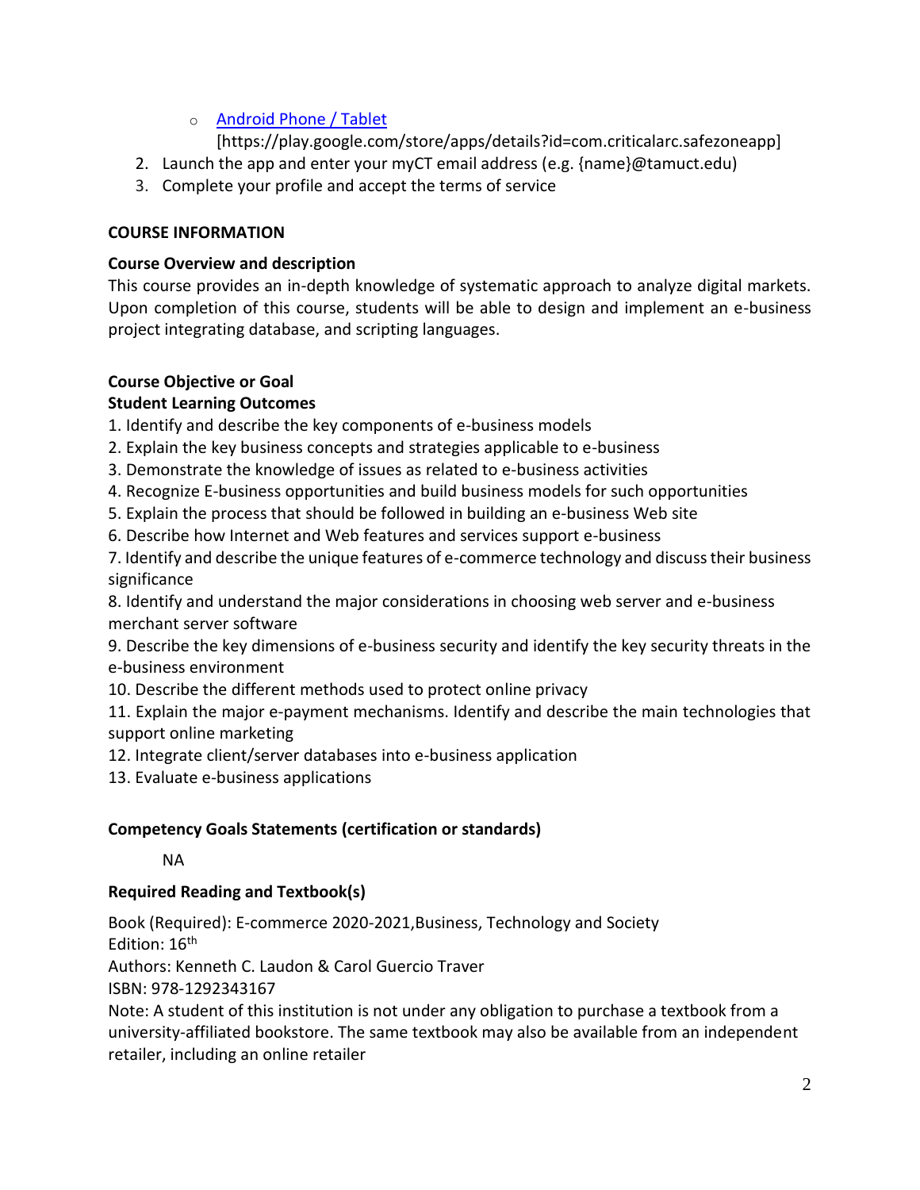- [Android Phone / Tablet](https://play.google.com/store/apps/details?id=com.criticalarc.safezoneapp) [https://play.google.com/store/apps/details?id=com.criticalarc.safezoneapp]

2. Launch the app and enter your myCT email address (e.g. {name}@tamuct.edu)
3. Complete your profile and accept the terms of service

## COURSE INFORMATION

### Course Overview and description

This course provides an in-depth knowledge of systematic approach to analyze digital markets. Upon completion of this course, students will be able to design and implement an e-business project integrating database, and scripting languages.

### Course Objective or Goal

### Student Learning Outcomes

1. Identify and describe the key components of e-business models
2. Explain the key business concepts and strategies applicable to e-business
3. Demonstrate the knowledge of issues as related to e-business activities
4. Recognize E-business opportunities and build business models for such opportunities
5. Explain the process that should be followed in building an e-business Web site
6. Describe how Internet and Web features and services support e-business
7. Identify and describe the unique features of e-commerce technology and discuss their business significance
8. Identify and understand the major considerations in choosing web server and e-business merchant server software
9. Describe the key dimensions of e-business security and identify the key security threats in the e-business environment
10. Describe the different methods used to protect online privacy
11. Explain the major e-payment mechanisms. Identify and describe the main technologies that support online marketing
12. Integrate client/server databases into e-business application
13. Evaluate e-business applications

### Competency Goals Statements (certification or standards)

NA

### Required Reading and Textbook(s)

Book (Required): E-commerce 2020-2021,Business, Technology and Society
Edition: 16th
Authors: Kenneth C. Laudon & Carol Guercio Traver
ISBN: 978-1292343167
Note: A student of this institution is not under any obligation to purchase a textbook from a university-affiliated bookstore. The same textbook may also be available from an independent retailer, including an online retailer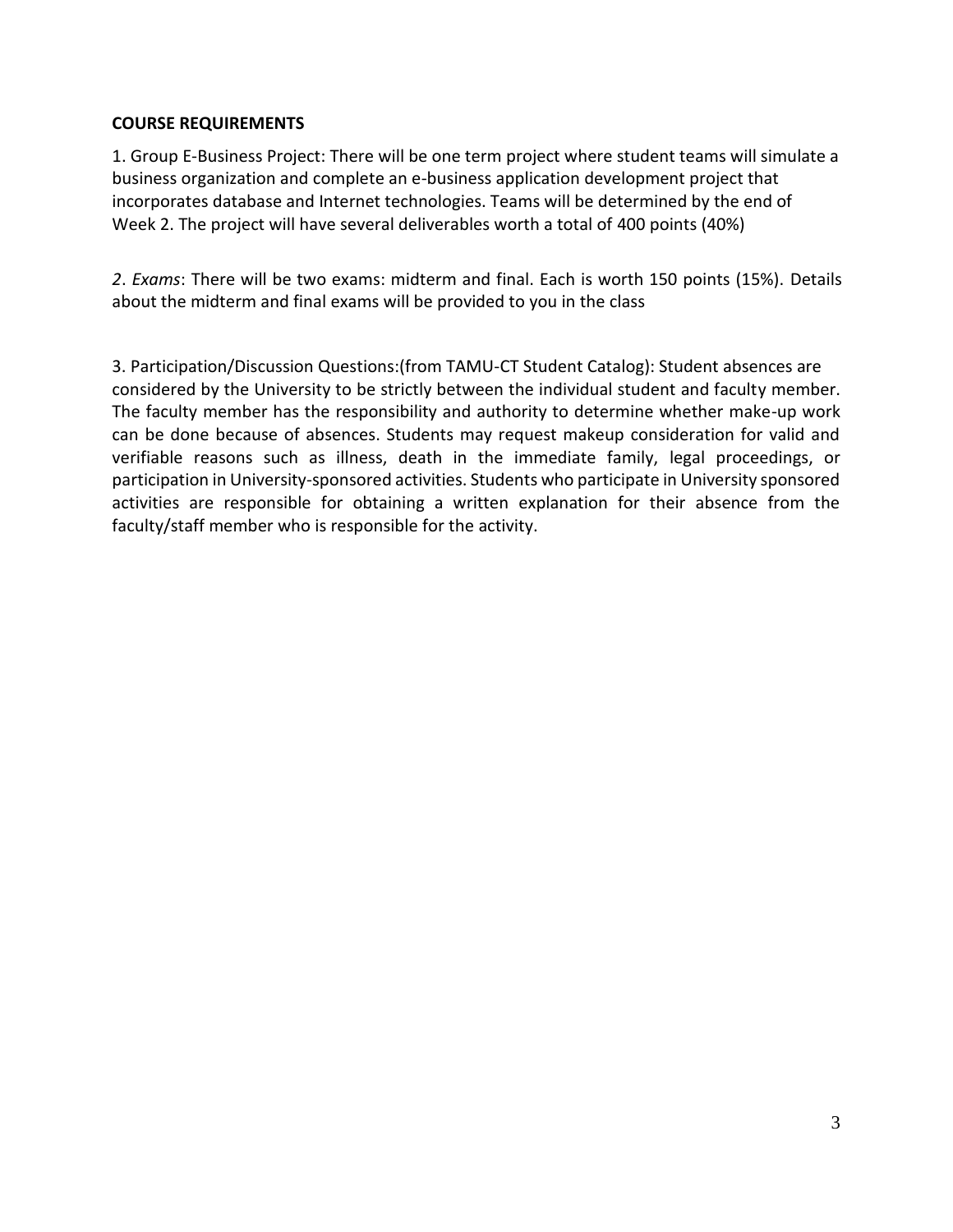**COURSE REQUIREMENTS**

1. Group E-Business Project: There will be one term project where student teams will simulate a business organization and complete an e-business application development project that incorporates database and Internet technologies. Teams will be determined by the end of Week 2. The project will have several deliverables worth a total of 400 points (40%)

*2*. *Exams*: There will be two exams: midterm and final. Each is worth 150 points (15%). Details about the midterm and final exams will be provided to you in the class

3. Participation/Discussion Questions:(from TAMU-CT Student Catalog): Student absences are considered by the University to be strictly between the individual student and faculty member. The faculty member has the responsibility and authority to determine whether make-up work can be done because of absences. Students may request makeup consideration for valid and verifiable reasons such as illness, death in the immediate family, legal proceedings, or participation in University-sponsored activities. Students who participate in University sponsored activities are responsible for obtaining a written explanation for their absence from the faculty/staff member who is responsible for the activity.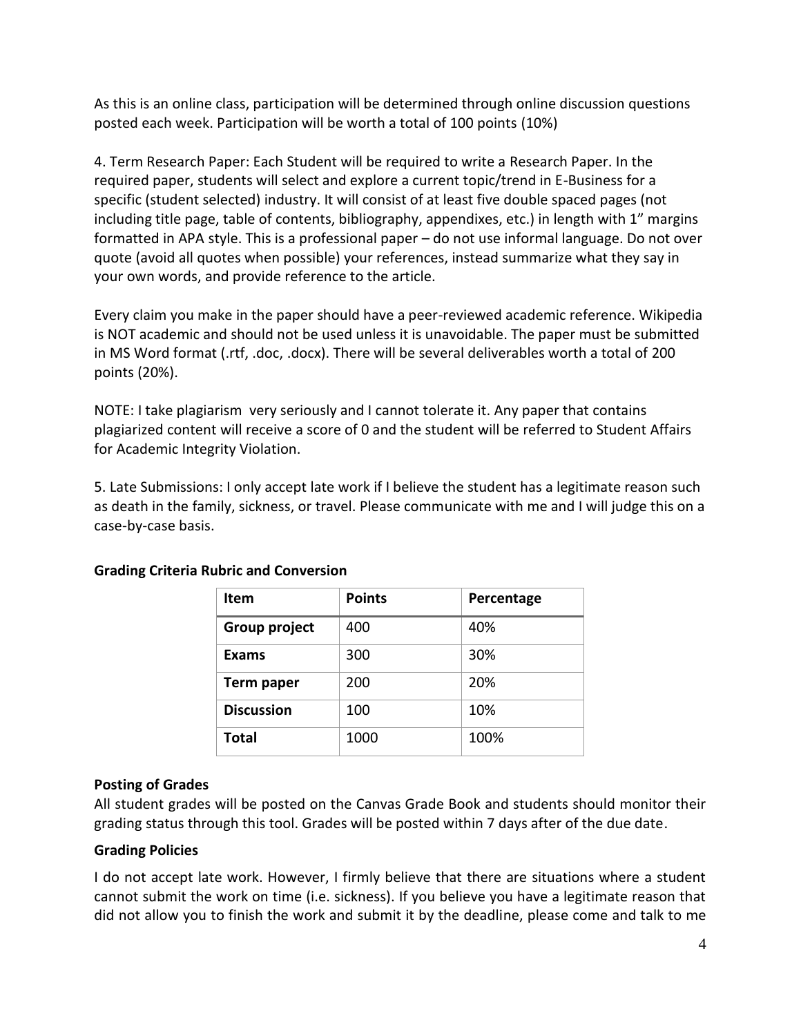As this is an online class, participation will be determined through online discussion questions posted each week. Participation will be worth a total of 100 points (10%)

4. Term Research Paper: Each Student will be required to write a Research Paper. In the required paper, students will select and explore a current topic/trend in E-Business for a specific (student selected) industry. It will consist of at least five double spaced pages (not including title page, table of contents, bibliography, appendixes, etc.) in length with 1" margins formatted in APA style. This is a professional paper – do not use informal language. Do not over quote (avoid all quotes when possible) your references, instead summarize what they say in your own words, and provide reference to the article.

Every claim you make in the paper should have a peer-reviewed academic reference. Wikipedia is NOT academic and should not be used unless it is unavoidable. The paper must be submitted in MS Word format (.rtf, .doc, .docx). There will be several deliverables worth a total of 200 points (20%).

NOTE: I take plagiarism very seriously and I cannot tolerate it. Any paper that contains plagiarized content will receive a score of 0 and the student will be referred to Student Affairs for Academic Integrity Violation.

5. Late Submissions: I only accept late work if I believe the student has a legitimate reason such as death in the family, sickness, or travel. Please communicate with me and I will judge this on a case-by-case basis.

**Grading Criteria Rubric and Conversion**

| Item | Points | Percentage |
| --- | --- | --- |
| **Group project** | 400 | 40% |
| **Exams** | 300 | 30% |
| **Term paper** | 200 | 20% |
| **Discussion** | 100 | 10% |
| **Total** | 1000 | 100% |

**Posting of Grades**

All student grades will be posted on the Canvas Grade Book and students should monitor their grading status through this tool. Grades will be posted within 7 days after of the due date.

**Grading Policies**

I do not accept late work. However, I firmly believe that there are situations where a student cannot submit the work on time (i.e. sickness). If you believe you have a legitimate reason that did not allow you to finish the work and submit it by the deadline, please come and talk to me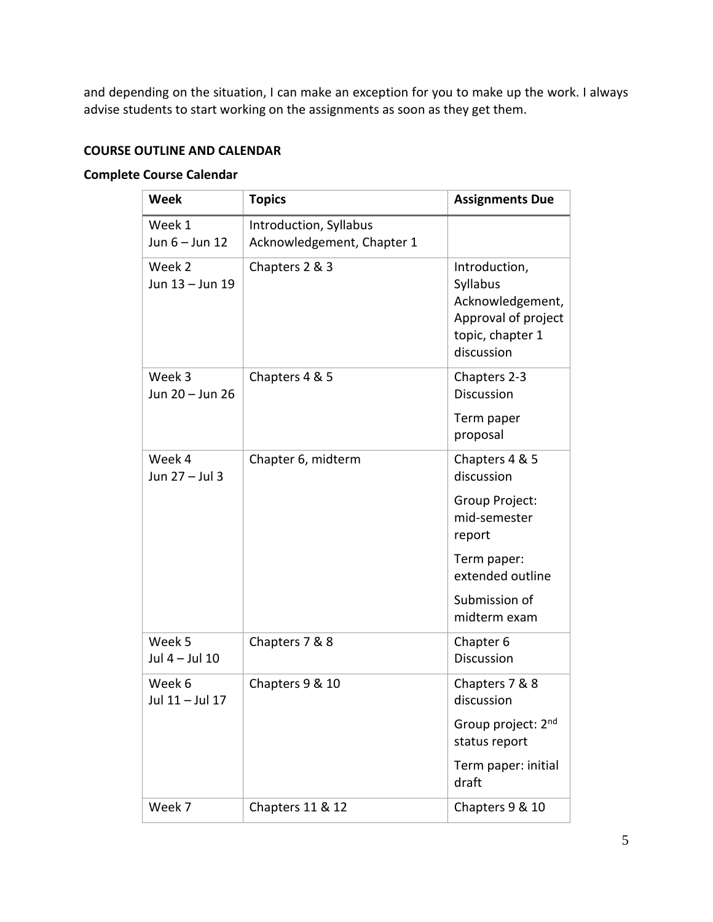and depending on the situation, I can make an exception for you to make up the work. I always advise students to start working on the assignments as soon as they get them.

**COURSE OUTLINE AND CALENDAR**

**Complete Course Calendar**

| Week | Topics | Assignments Due |
|---|---|---|
| Week 1<br>Jun 6 – Jun 12 | Introduction, Syllabus Acknowledgement, Chapter 1 | |
| Week 2<br>Jun 13 – Jun 19 | Chapters 2 & 3 | Introduction, Syllabus Acknowledgement, Approval of project topic, chapter 1 discussion |
| Week 3<br>Jun 20 – Jun 26 | Chapters 4 & 5 | Chapters 2-3 Discussion<br>Term paper proposal |
| Week 4<br>Jun 27 – Jul 3 | Chapter 6, midterm | Chapters 4 & 5 discussion<br>Group Project: mid-semester report<br>Term paper: extended outline<br>Submission of midterm exam |
| Week 5<br>Jul 4 – Jul 10 | Chapters 7 & 8 | Chapter 6 Discussion |
| Week 6<br>Jul 11 – Jul 17 | Chapters 9 & 10 | Chapters 7 & 8 discussion<br>Group project: 2nd status report<br>Term paper: initial draft |
| Week 7 | Chapters 11 & 12 | Chapters 9 & 10 |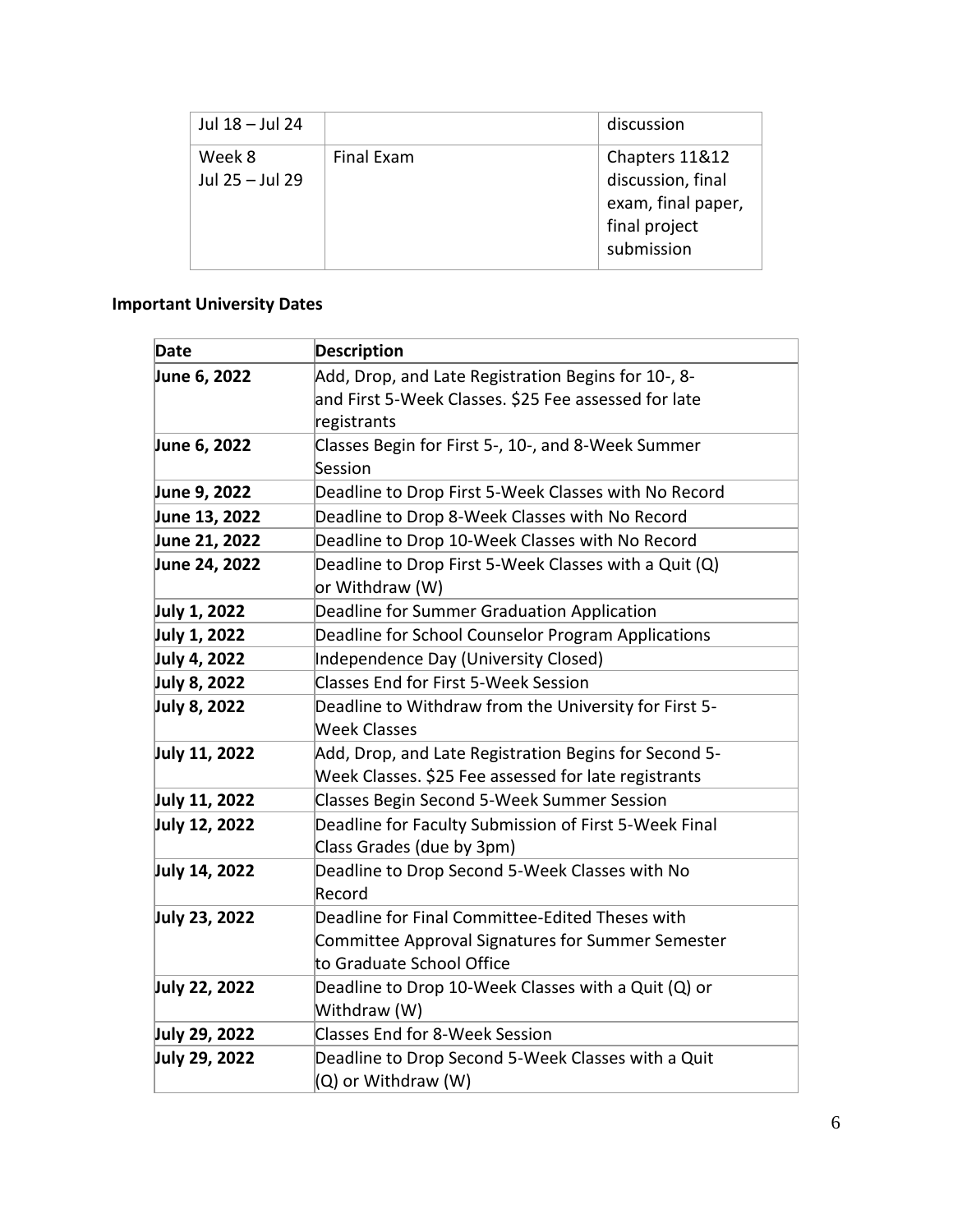| | | |
|---|---|---|
| Jul 18 – Jul 24 | | discussion |
| Week 8<br>Jul 25 – Jul 29 | Final Exam | Chapters 11&12 discussion, final exam, final paper, final project submission |

**Important University Dates**

| Date | Description |
|---|---|
| **June 6, 2022** | Add, Drop, and Late Registration Begins for 10-, 8- and First 5-Week Classes. $25 Fee assessed for late registrants |
| **June 6, 2022** | Classes Begin for First 5-, 10-, and 8-Week Summer Session |
| **June 9, 2022** | Deadline to Drop First 5-Week Classes with No Record |
| **June 13, 2022** | Deadline to Drop 8-Week Classes with No Record |
| **June 21, 2022** | Deadline to Drop 10-Week Classes with No Record |
| **June 24, 2022** | Deadline to Drop First 5-Week Classes with a Quit (Q) or Withdraw (W) |
| **July 1, 2022** | Deadline for Summer Graduation Application |
| **July 1, 2022** | Deadline for School Counselor Program Applications |
| **July 4, 2022** | Independence Day (University Closed) |
| **July 8, 2022** | Classes End for First 5-Week Session |
| **July 8, 2022** | Deadline to Withdraw from the University for First 5-Week Classes |
| **July 11, 2022** | Add, Drop, and Late Registration Begins for Second 5-Week Classes. $25 Fee assessed for late registrants |
| **July 11, 2022** | Classes Begin Second 5-Week Summer Session |
| **July 12, 2022** | Deadline for Faculty Submission of First 5-Week Final Class Grades (due by 3pm) |
| **July 14, 2022** | Deadline to Drop Second 5-Week Classes with No Record |
| **July 23, 2022** | Deadline for Final Committee-Edited Theses with Committee Approval Signatures for Summer Semester to Graduate School Office |
| **July 22, 2022** | Deadline to Drop 10-Week Classes with a Quit (Q) or Withdraw (W) |
| **July 29, 2022** | Classes End for 8-Week Session |
| **July 29, 2022** | Deadline to Drop Second 5-Week Classes with a Quit (Q) or Withdraw (W) |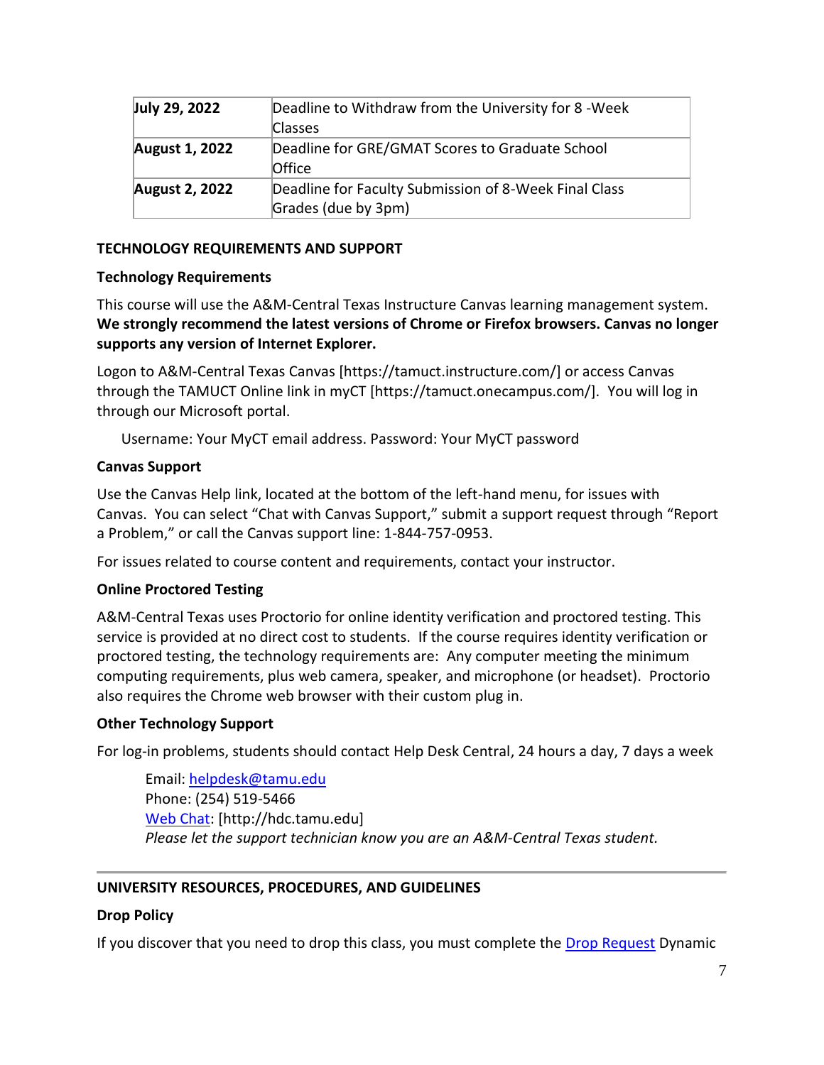| **July 29, 2022** | Deadline to Withdraw from the University for 8 -Week Classes |
|---|---|
| **August 1, 2022** | Deadline for GRE/GMAT Scores to Graduate School Office |
| **August 2, 2022** | Deadline for Faculty Submission of 8-Week Final Class Grades (due by 3pm) |

**TECHNOLOGY REQUIREMENTS AND SUPPORT**

**Technology Requirements**

This course will use the A&M-Central Texas Instructure Canvas learning management system. **We strongly recommend the latest versions of Chrome or Firefox browsers. Canvas no longer supports any version of Internet Explorer.**

Logon to A&M-Central Texas Canvas [https://tamuct.instructure.com/] or access Canvas through the TAMUCT Online link in myCT [https://tamuct.onecampus.com/]. You will log in through our Microsoft portal.

Username: Your MyCT email address. Password: Your MyCT password

**Canvas Support**

Use the Canvas Help link, located at the bottom of the left-hand menu, for issues with Canvas. You can select "Chat with Canvas Support," submit a support request through "Report a Problem," or call the Canvas support line: 1-844-757-0953.

For issues related to course content and requirements, contact your instructor.

**Online Proctored Testing**

A&M-Central Texas uses Proctorio for online identity verification and proctored testing. This service is provided at no direct cost to students. If the course requires identity verification or proctored testing, the technology requirements are: Any computer meeting the minimum computing requirements, plus web camera, speaker, and microphone (or headset). Proctorio also requires the Chrome web browser with their custom plug in.

**Other Technology Support**

For log-in problems, students should contact Help Desk Central, 24 hours a day, 7 days a week

Email: helpdesk@tamu.edu
Phone: (254) 519-5466
Web Chat: [http://hdc.tamu.edu]
*Please let the support technician know you are an A&M-Central Texas student.*

---

**UNIVERSITY RESOURCES, PROCEDURES, AND GUIDELINES**

**Drop Policy**

If you discover that you need to drop this class, you must complete the Drop Request Dynamic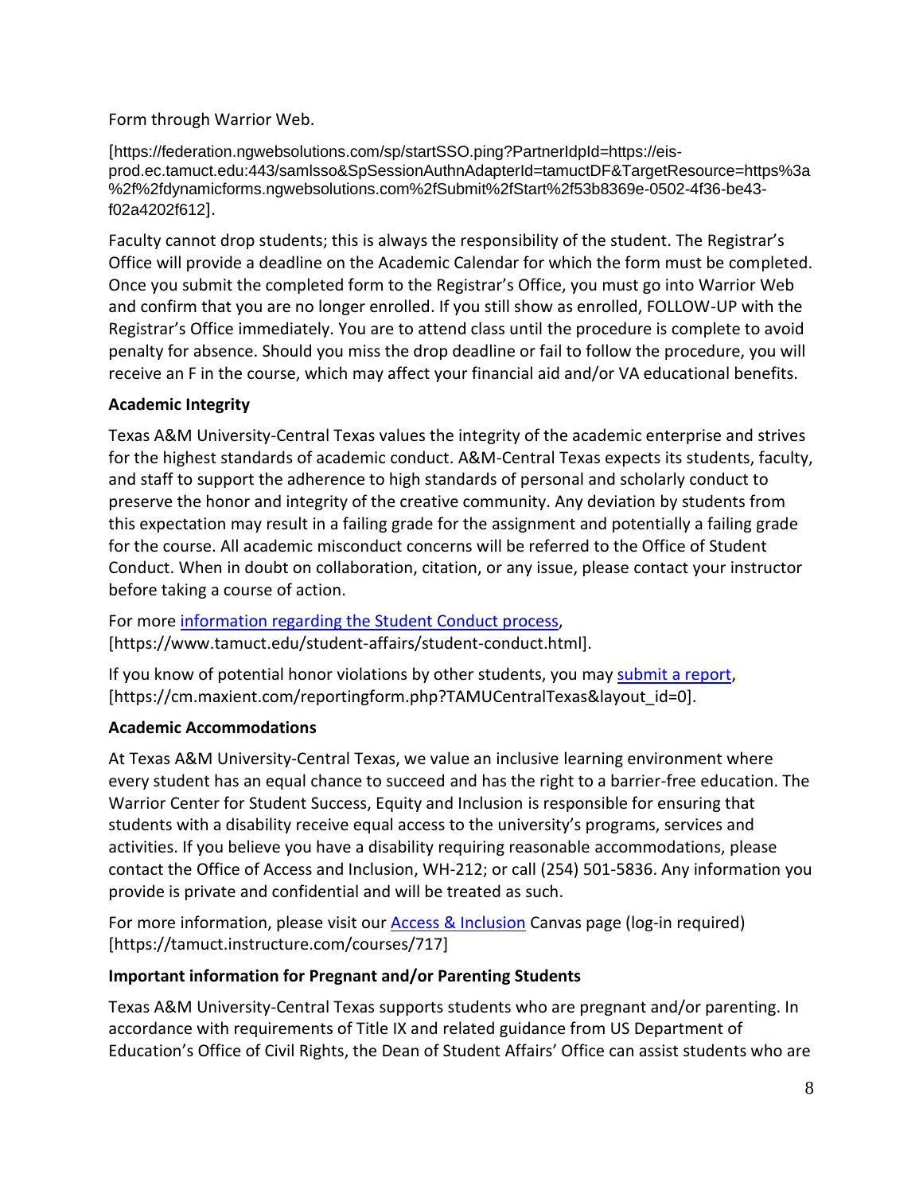Form through Warrior Web.

[https://federation.ngwebsolutions.com/sp/startSSO.ping?PartnerIdpId=https://eis-prod.ec.tamuct.edu:443/samlsso&SpSessionAuthnAdapterId=tamuctDF&TargetResource=https%3a%2f%2fdynamicforms.ngwebsolutions.com%2fSubmit%2fStart%2f53b8369e-0502-4f36-be43-f02a4202f612].

Faculty cannot drop students; this is always the responsibility of the student. The Registrar's Office will provide a deadline on the Academic Calendar for which the form must be completed. Once you submit the completed form to the Registrar's Office, you must go into Warrior Web and confirm that you are no longer enrolled. If you still show as enrolled, FOLLOW-UP with the Registrar's Office immediately. You are to attend class until the procedure is complete to avoid penalty for absence. Should you miss the drop deadline or fail to follow the procedure, you will receive an F in the course, which may affect your financial aid and/or VA educational benefits.

**Academic Integrity**

Texas A&M University-Central Texas values the integrity of the academic enterprise and strives for the highest standards of academic conduct. A&M-Central Texas expects its students, faculty, and staff to support the adherence to high standards of personal and scholarly conduct to preserve the honor and integrity of the creative community. Any deviation by students from this expectation may result in a failing grade for the assignment and potentially a failing grade for the course. All academic misconduct concerns will be referred to the Office of Student Conduct. When in doubt on collaboration, citation, or any issue, please contact your instructor before taking a course of action.

For more information regarding the Student Conduct process, [https://www.tamuct.edu/student-affairs/student-conduct.html].

If you know of potential honor violations by other students, you may submit a report, [https://cm.maxient.com/reportingform.php?TAMUCentralTexas&layout_id=0].

**Academic Accommodations**

At Texas A&M University-Central Texas, we value an inclusive learning environment where every student has an equal chance to succeed and has the right to a barrier-free education. The Warrior Center for Student Success, Equity and Inclusion is responsible for ensuring that students with a disability receive equal access to the university's programs, services and activities. If you believe you have a disability requiring reasonable accommodations, please contact the Office of Access and Inclusion, WH-212; or call (254) 501-5836. Any information you provide is private and confidential and will be treated as such.

For more information, please visit our Access & Inclusion Canvas page (log-in required) [https://tamuct.instructure.com/courses/717]

**Important information for Pregnant and/or Parenting Students**

Texas A&M University-Central Texas supports students who are pregnant and/or parenting. In accordance with requirements of Title IX and related guidance from US Department of Education's Office of Civil Rights, the Dean of Student Affairs' Office can assist students who are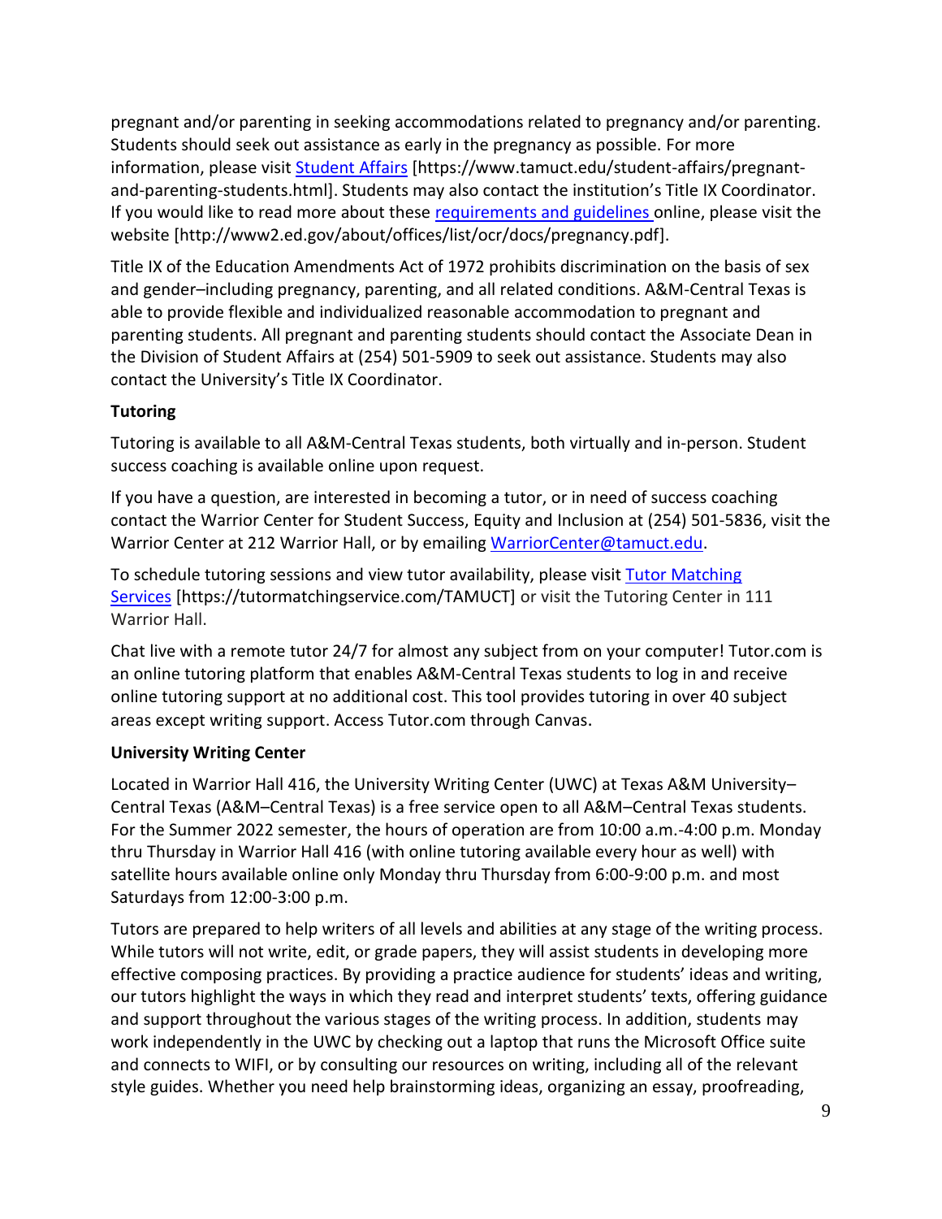pregnant and/or parenting in seeking accommodations related to pregnancy and/or parenting. Students should seek out assistance as early in the pregnancy as possible. For more information, please visit [Student Affairs](https://www.tamuct.edu/student-affairs/pregnant-and-parenting-students.html) [https://www.tamuct.edu/student-affairs/pregnant-and-parenting-students.html]. Students may also contact the institution's Title IX Coordinator. If you would like to read more about these [requirements and guidelines](http://www2.ed.gov/about/offices/list/ocr/docs/pregnancy.pdf) online, please visit the website [http://www2.ed.gov/about/offices/list/ocr/docs/pregnancy.pdf].

Title IX of the Education Amendments Act of 1972 prohibits discrimination on the basis of sex and gender–including pregnancy, parenting, and all related conditions. A&M-Central Texas is able to provide flexible and individualized reasonable accommodation to pregnant and parenting students. All pregnant and parenting students should contact the Associate Dean in the Division of Student Affairs at (254) 501-5909 to seek out assistance. Students may also contact the University's Title IX Coordinator.

**Tutoring**

Tutoring is available to all A&M-Central Texas students, both virtually and in-person. Student success coaching is available online upon request.

If you have a question, are interested in becoming a tutor, or in need of success coaching contact the Warrior Center for Student Success, Equity and Inclusion at (254) 501-5836, visit the Warrior Center at 212 Warrior Hall, or by emailing [WarriorCenter@tamuct.edu](mailto:WarriorCenter@tamuct.edu).

To schedule tutoring sessions and view tutor availability, please visit [Tutor Matching Services](https://tutormatchingservice.com/TAMUCT) [https://tutormatchingservice.com/TAMUCT] or visit the Tutoring Center in 111 Warrior Hall.

Chat live with a remote tutor 24/7 for almost any subject from on your computer! Tutor.com is an online tutoring platform that enables A&M-Central Texas students to log in and receive online tutoring support at no additional cost. This tool provides tutoring in over 40 subject areas except writing support. Access Tutor.com through Canvas.

**University Writing Center**

Located in Warrior Hall 416, the University Writing Center (UWC) at Texas A&M University–Central Texas (A&M–Central Texas) is a free service open to all A&M–Central Texas students. For the Summer 2022 semester, the hours of operation are from 10:00 a.m.-4:00 p.m. Monday thru Thursday in Warrior Hall 416 (with online tutoring available every hour as well) with satellite hours available online only Monday thru Thursday from 6:00-9:00 p.m. and most Saturdays from 12:00-3:00 p.m.

Tutors are prepared to help writers of all levels and abilities at any stage of the writing process. While tutors will not write, edit, or grade papers, they will assist students in developing more effective composing practices. By providing a practice audience for students' ideas and writing, our tutors highlight the ways in which they read and interpret students' texts, offering guidance and support throughout the various stages of the writing process. In addition, students may work independently in the UWC by checking out a laptop that runs the Microsoft Office suite and connects to WIFI, or by consulting our resources on writing, including all of the relevant style guides. Whether you need help brainstorming ideas, organizing an essay, proofreading,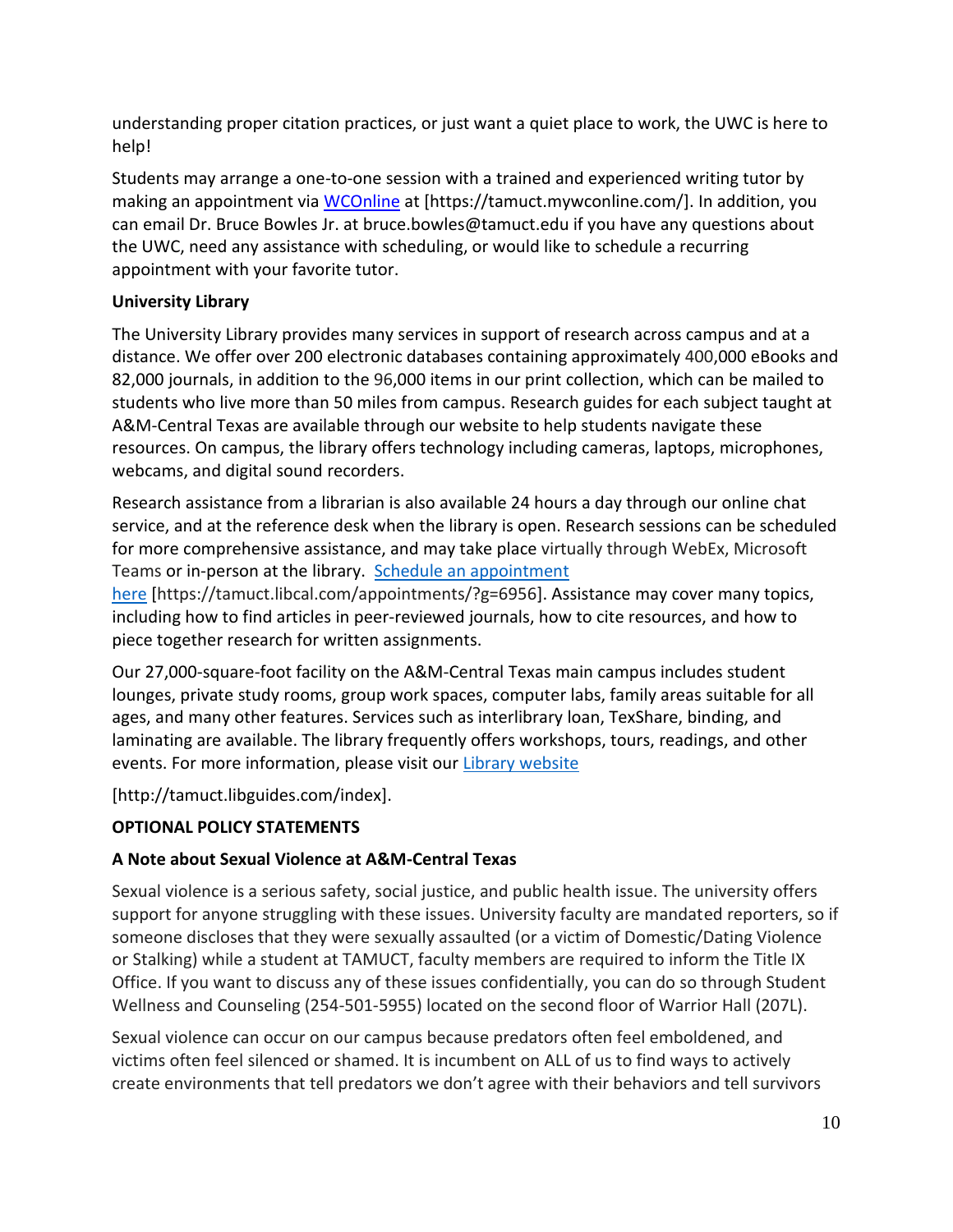understanding proper citation practices, or just want a quiet place to work, the UWC is here to help!

Students may arrange a one-to-one session with a trained and experienced writing tutor by making an appointment via WCOnline at [https://tamuct.mywconline.com/]. In addition, you can email Dr. Bruce Bowles Jr. at bruce.bowles@tamuct.edu if you have any questions about the UWC, need any assistance with scheduling, or would like to schedule a recurring appointment with your favorite tutor.

**University Library**

The University Library provides many services in support of research across campus and at a distance. We offer over 200 electronic databases containing approximately 400,000 eBooks and 82,000 journals, in addition to the 96,000 items in our print collection, which can be mailed to students who live more than 50 miles from campus. Research guides for each subject taught at A&M-Central Texas are available through our website to help students navigate these resources. On campus, the library offers technology including cameras, laptops, microphones, webcams, and digital sound recorders.

Research assistance from a librarian is also available 24 hours a day through our online chat service, and at the reference desk when the library is open. Research sessions can be scheduled for more comprehensive assistance, and may take place virtually through WebEx, Microsoft Teams or in-person at the library. Schedule an appointment here [https://tamuct.libcal.com/appointments/?g=6956]. Assistance may cover many topics, including how to find articles in peer-reviewed journals, how to cite resources, and how to piece together research for written assignments.

Our 27,000-square-foot facility on the A&M-Central Texas main campus includes student lounges, private study rooms, group work spaces, computer labs, family areas suitable for all ages, and many other features. Services such as interlibrary loan, TexShare, binding, and laminating are available. The library frequently offers workshops, tours, readings, and other events. For more information, please visit our Library website

[http://tamuct.libguides.com/index].

**OPTIONAL POLICY STATEMENTS**

**A Note about Sexual Violence at A&M-Central Texas**

Sexual violence is a serious safety, social justice, and public health issue. The university offers support for anyone struggling with these issues. University faculty are mandated reporters, so if someone discloses that they were sexually assaulted (or a victim of Domestic/Dating Violence or Stalking) while a student at TAMUCT, faculty members are required to inform the Title IX Office. If you want to discuss any of these issues confidentially, you can do so through Student Wellness and Counseling (254-501-5955) located on the second floor of Warrior Hall (207L).

Sexual violence can occur on our campus because predators often feel emboldened, and victims often feel silenced or shamed. It is incumbent on ALL of us to find ways to actively create environments that tell predators we don't agree with their behaviors and tell survivors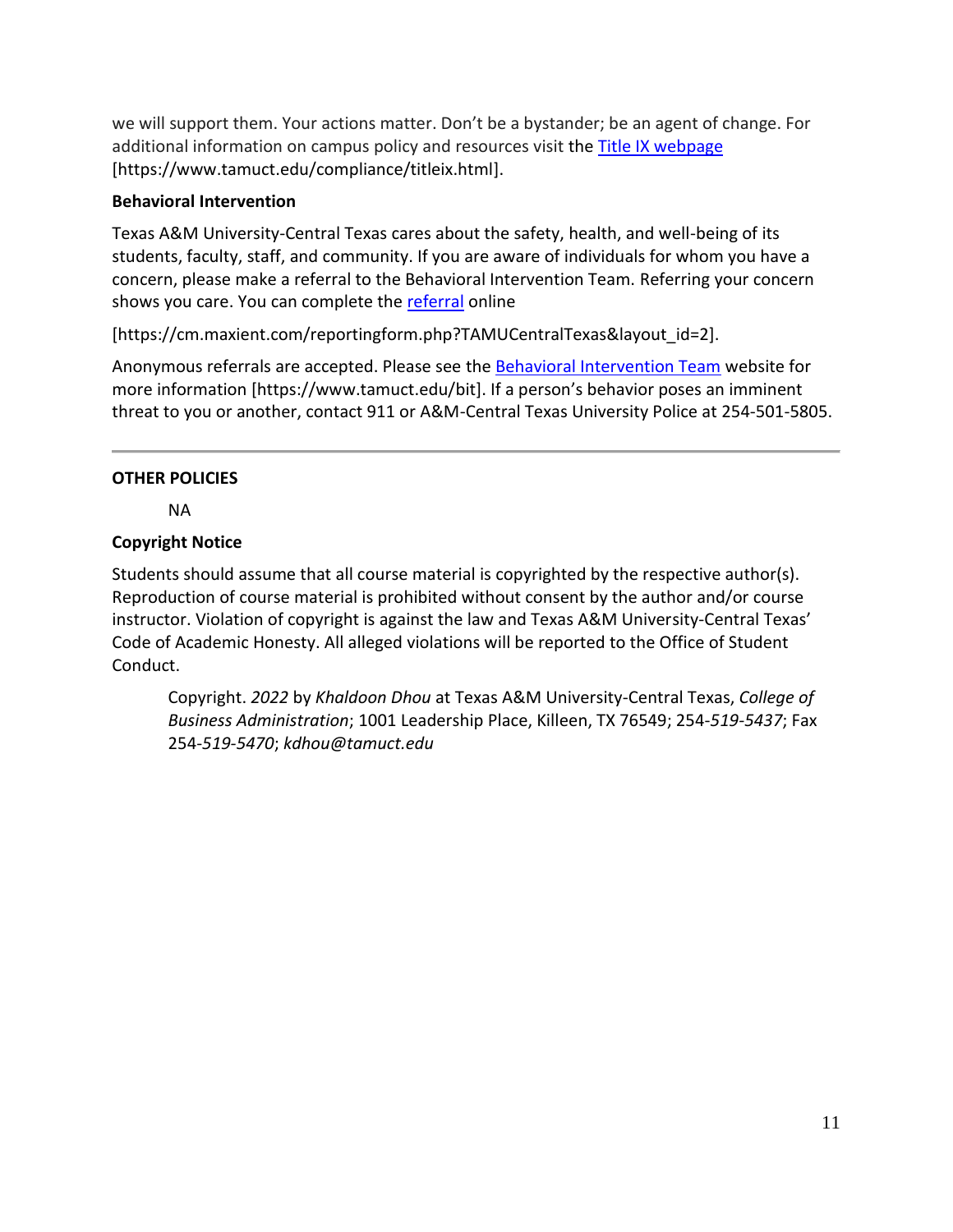we will support them. Your actions matter. Don't be a bystander; be an agent of change. For additional information on campus policy and resources visit the [Title IX webpage](https://www.tamuct.edu/compliance/titleix.html) [https://www.tamuct.edu/compliance/titleix.html].

**Behavioral Intervention**

Texas A&M University-Central Texas cares about the safety, health, and well-being of its students, faculty, staff, and community. If you are aware of individuals for whom you have a concern, please make a referral to the Behavioral Intervention Team. Referring your concern shows you care. You can complete the [referral](https://cm.maxient.com/reportingform.php?TAMUCentralTexas&layout_id=2) online

[https://cm.maxient.com/reportingform.php?TAMUCentralTexas&layout_id=2].

Anonymous referrals are accepted. Please see the [Behavioral Intervention Team](https://www.tamuct.edu/bit) website for more information [https://www.tamuct.edu/bit]. If a person's behavior poses an imminent threat to you or another, contact 911 or A&M-Central Texas University Police at 254-501-5805.

---

**OTHER POLICIES**

NA

**Copyright Notice**

Students should assume that all course material is copyrighted by the respective author(s). Reproduction of course material is prohibited without consent by the author and/or course instructor. Violation of copyright is against the law and Texas A&M University-Central Texas' Code of Academic Honesty. All alleged violations will be reported to the Office of Student Conduct.

> Copyright. *2022* by *Khaldoon Dhou* at Texas A&M University-Central Texas, *College of Business Administration*; 1001 Leadership Place, Killeen, TX 76549; 254-*519-5437*; Fax 254-*519-5470*; *kdhou@tamuct.edu*